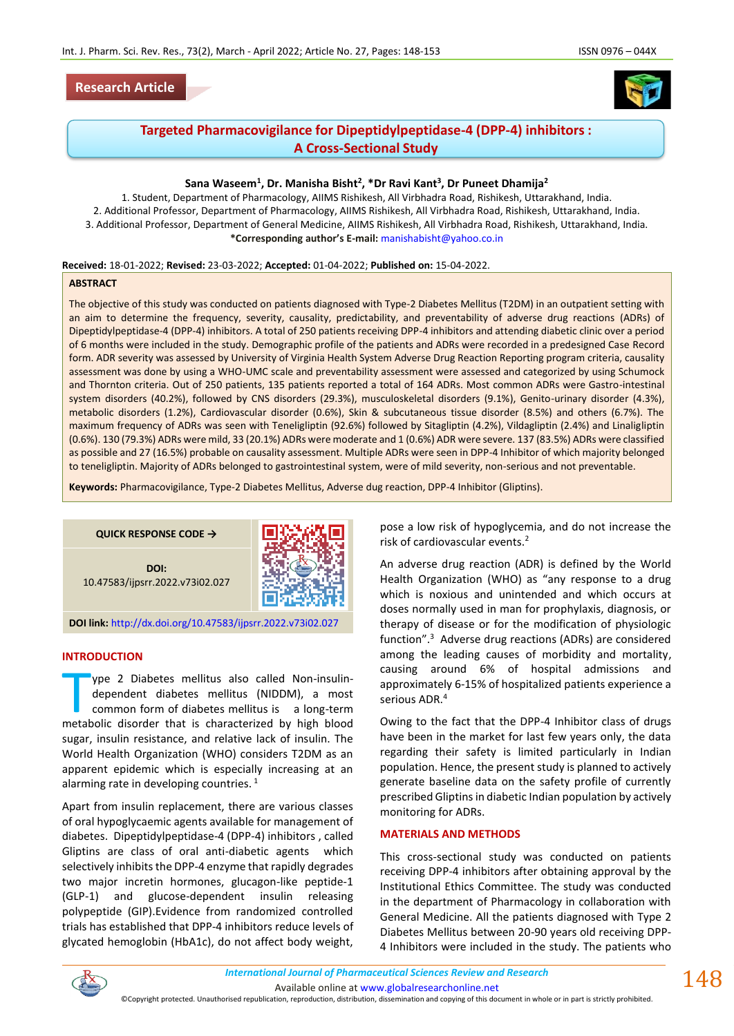Research Article

# Targeted Pharmacovigilance for Dipeptidylpeptidase-4 (DPP-4) inhibitors : A Cross-Sectional Study

**Sana Waseem[1], Dr. Manisha Bisht[2], *Dr Ravi Kant[3], Dr Puneet Dhamija[2]**

1. Student, Department of Pharmacology, AIIMS Rishikesh, All Virbhadra Road, Rishikesh, Uttarakhand, India.
2. Additional Professor, Department of Pharmacology, AIIMS Rishikesh, All Virbhadra Road, Rishikesh, Uttarakhand, India.
3. Additional Professor, Department of General Medicine, AIIMS Rishikesh, All Virbhadra Road, Rishikesh, Uttarakhand, India.

**\*Corresponding author's E-mail:** manishabisht@yahoo.co.in

**Received:** 18-01-2022; **Revised:** 23-03-2022; **Accepted:** 01-04-2022; **Published on:** 15-04-2022.

## ABSTRACT

The objective of this study was conducted on patients diagnosed with Type-2 Diabetes Mellitus (T2DM) in an outpatient setting with an aim to determine the frequency, severity, causality, predictability, and preventability of adverse drug reactions (ADRs) of Dipeptidylpeptidase-4 (DPP-4) inhibitors. A total of 250 patients receiving DPP-4 inhibitors and attending diabetic clinic over a period of 6 months were included in the study. Demographic profile of the patients and ADRs were recorded in a predesigned Case Record form. ADR severity was assessed by University of Virginia Health System Adverse Drug Reaction Reporting program criteria, causality assessment was done by using a WHO-UMC scale and preventability assessment were assessed and categorized by using Schumock and Thornton criteria. Out of 250 patients, 135 patients reported a total of 164 ADRs. Most common ADRs were Gastro-intestinal system disorders (40.2%), followed by CNS disorders (29.3%), musculoskeletal disorders (9.1%), Genito-urinary disorder (4.3%), metabolic disorders (1.2%), Cardiovascular disorder (0.6%), Skin & subcutaneous tissue disorder (8.5%) and others (6.7%). The maximum frequency of ADRs was seen with Teneligliptin (92.6%) followed by Sitagliptin (4.2%), Vildagliptin (2.4%) and Linaligliptin (0.6%). 130 (79.3%) ADRs were mild, 33 (20.1%) ADRs were moderate and 1 (0.6%) ADR were severe. 137 (83.5%) ADRs were classified as possible and 27 (16.5%) probable on causality assessment. Multiple ADRs were seen in DPP-4 Inhibitor of which majority belonged to teneligliptin. Majority of ADRs belonged to gastrointestinal system, were of mild severity, non-serious and not preventable.

**Keywords:** Pharmacovigilance, Type-2 Diabetes Mellitus, Adverse dug reaction, DPP-4 Inhibitor (Gliptins).

**QUICK RESPONSE CODE →**

**DOI:** 10.47583/ijpsrr.2022.v73i02.027

**DOI link:** http://dx.doi.org/10.47583/ijpsrr.2022.v73i02.027

## INTRODUCTION

Type 2 Diabetes mellitus also called Non-insulin-dependent diabetes mellitus (NIDDM), a most common form of diabetes mellitus is a long-term metabolic disorder that is characterized by high blood sugar, insulin resistance, and relative lack of insulin. The World Health Organization (WHO) considers T2DM as an apparent epidemic which is especially increasing at an alarming rate in developing countries. [1]

Apart from insulin replacement, there are various classes of oral hypoglycaemic agents available for management of diabetes. Dipeptidylpeptidase-4 (DPP-4) inhibitors , called Gliptins are class of oral anti-diabetic agents which selectively inhibits the DPP-4 enzyme that rapidly degrades two major incretin hormones, glucagon-like peptide-1 (GLP-1) and glucose-dependent insulin releasing polypeptide (GIP).Evidence from randomized controlled trials has established that DPP-4 inhibitors reduce levels of glycated hemoglobin (HbA1c), do not affect body weight, pose a low risk of hypoglycemia, and do not increase the risk of cardiovascular events.[2]

An adverse drug reaction (ADR) is defined by the World Health Organization (WHO) as "any response to a drug which is noxious and unintended and which occurs at doses normally used in man for prophylaxis, diagnosis, or therapy of disease or for the modification of physiologic function".[3] Adverse drug reactions (ADRs) are considered among the leading causes of morbidity and mortality, causing around 6% of hospital admissions and approximately 6-15% of hospitalized patients experience a serious ADR.[4]

Owing to the fact that the DPP-4 Inhibitor class of drugs have been in the market for last few years only, the data regarding their safety is limited particularly in Indian population. Hence, the present study is planned to actively generate baseline data on the safety profile of currently prescribed Gliptins in diabetic Indian population by actively monitoring for ADRs.

## MATERIALS AND METHODS

This cross-sectional study was conducted on patients receiving DPP-4 inhibitors after obtaining approval by the Institutional Ethics Committee. The study was conducted in the department of Pharmacology in collaboration with General Medicine. All the patients diagnosed with Type 2 Diabetes Mellitus between 20-90 years old receiving DPP-4 Inhibitors were included in the study. The patients who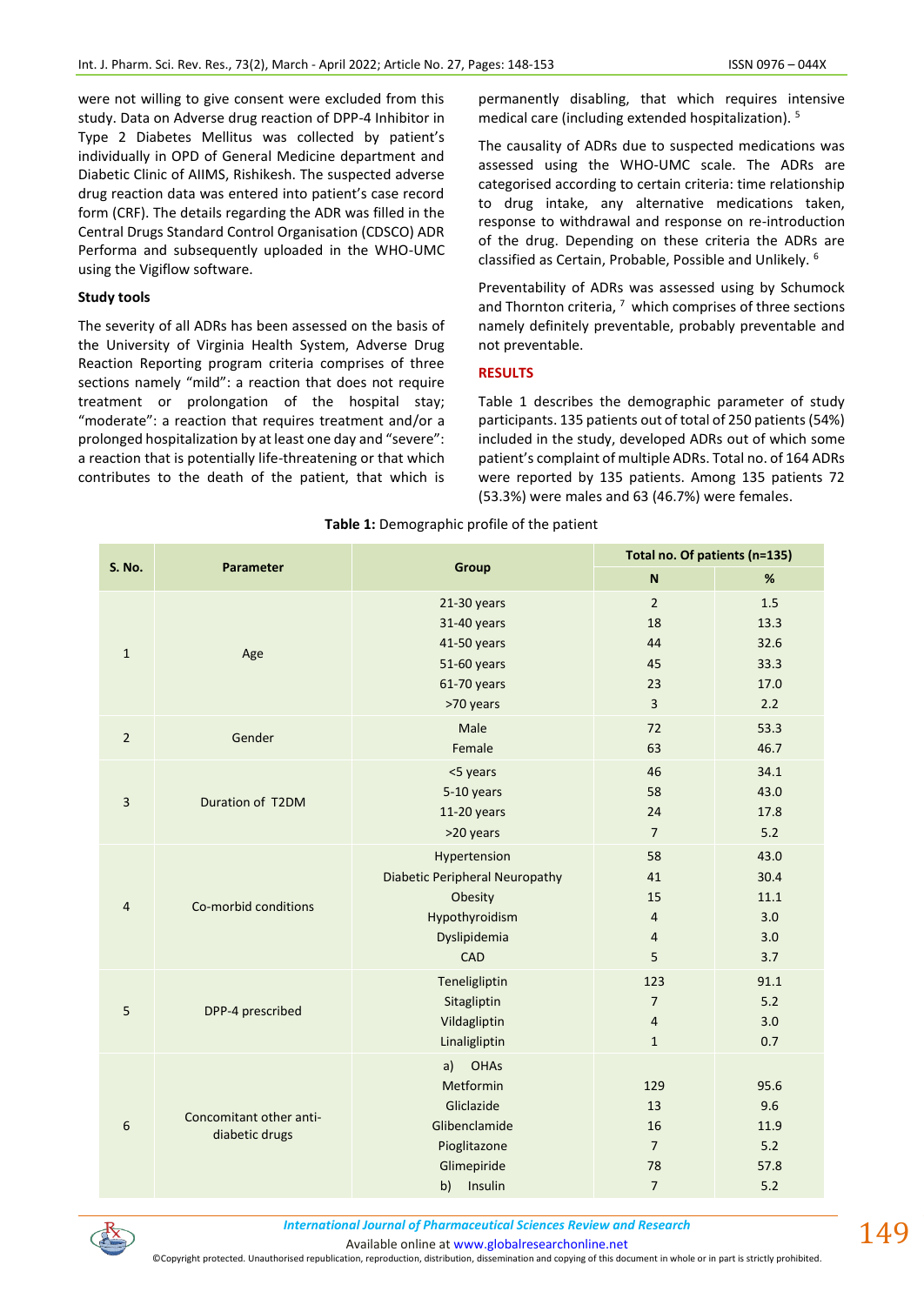were not willing to give consent were excluded from this study. Data on Adverse drug reaction of DPP-4 Inhibitor in Type 2 Diabetes Mellitus was collected by patient's individually in OPD of General Medicine department and Diabetic Clinic of AIIMS, Rishikesh. The suspected adverse drug reaction data was entered into patient's case record form (CRF). The details regarding the ADR was filled in the Central Drugs Standard Control Organisation (CDSCO) ADR Performa and subsequently uploaded in the WHO-UMC using the Vigiflow software.

### Study tools

The severity of all ADRs has been assessed on the basis of the University of Virginia Health System, Adverse Drug Reaction Reporting program criteria comprises of three sections namely "mild": a reaction that does not require treatment or prolongation of the hospital stay; "moderate": a reaction that requires treatment and/or a prolonged hospitalization by at least one day and "severe": a reaction that is potentially life-threatening or that which contributes to the death of the patient, that which is permanently disabling, that which requires intensive medical care (including extended hospitalization). [5]

The causality of ADRs due to suspected medications was assessed using the WHO-UMC scale. The ADRs are categorised according to certain criteria: time relationship to drug intake, any alternative medications taken, response to withdrawal and response on re-introduction of the drug. Depending on these criteria the ADRs are classified as Certain, Probable, Possible and Unlikely. [6]

Preventability of ADRs was assessed using by Schumock and Thornton criteria, [7] which comprises of three sections namely definitely preventable, probably preventable and not preventable.

## RESULTS

Table 1 describes the demographic parameter of study participants. 135 patients out of total of 250 patients (54%) included in the study, developed ADRs out of which some patient's complaint of multiple ADRs. Total no. of 164 ADRs were reported by 135 patients. Among 135 patients 72 (53.3%) were males and 63 (46.7%) were females.

**Table 1:** Demographic profile of the patient

| S. No. | Parameter | Group | Total no. Of patients (n=135) | |
|---|---|---|---|---|
| | | | N | % |
| 1 | Age | 21-30 years | 2 | 1.5 |
| | | 31-40 years | 18 | 13.3 |
| | | 41-50 years | 44 | 32.6 |
| | | 51-60 years | 45 | 33.3 |
| | | 61-70 years | 23 | 17.0 |
| | | >70 years | 3 | 2.2 |
| 2 | Gender | Male | 72 | 53.3 |
| | | Female | 63 | 46.7 |
| 3 | Duration of T2DM | <5 years | 46 | 34.1 |
| | | 5-10 years | 58 | 43.0 |
| | | 11-20 years | 24 | 17.8 |
| | | >20 years | 7 | 5.2 |
| 4 | Co-morbid conditions | Hypertension | 58 | 43.0 |
| | | Diabetic Peripheral Neuropathy | 41 | 30.4 |
| | | Obesity | 15 | 11.1 |
| | | Hypothyroidism | 4 | 3.0 |
| | | Dyslipidemia | 4 | 3.0 |
| | | CAD | 5 | 3.7 |
| 5 | DPP-4 prescribed | Teneligliptin | 123 | 91.1 |
| | | Sitagliptin | 7 | 5.2 |
| | | Vildagliptin | 4 | 3.0 |
| | | Linaligliptin | 1 | 0.7 |
| 6 | Concomitant other anti-diabetic drugs | a) OHAs | | |
| | | Metformin | 129 | 95.6 |
| | | Gliclazide | 13 | 9.6 |
| | | Glibenclamide | 16 | 11.9 |
| | | Pioglitazone | 7 | 5.2 |
| | | Glimepiride | 78 | 57.8 |
| | | b) Insulin | 7 | 5.2 |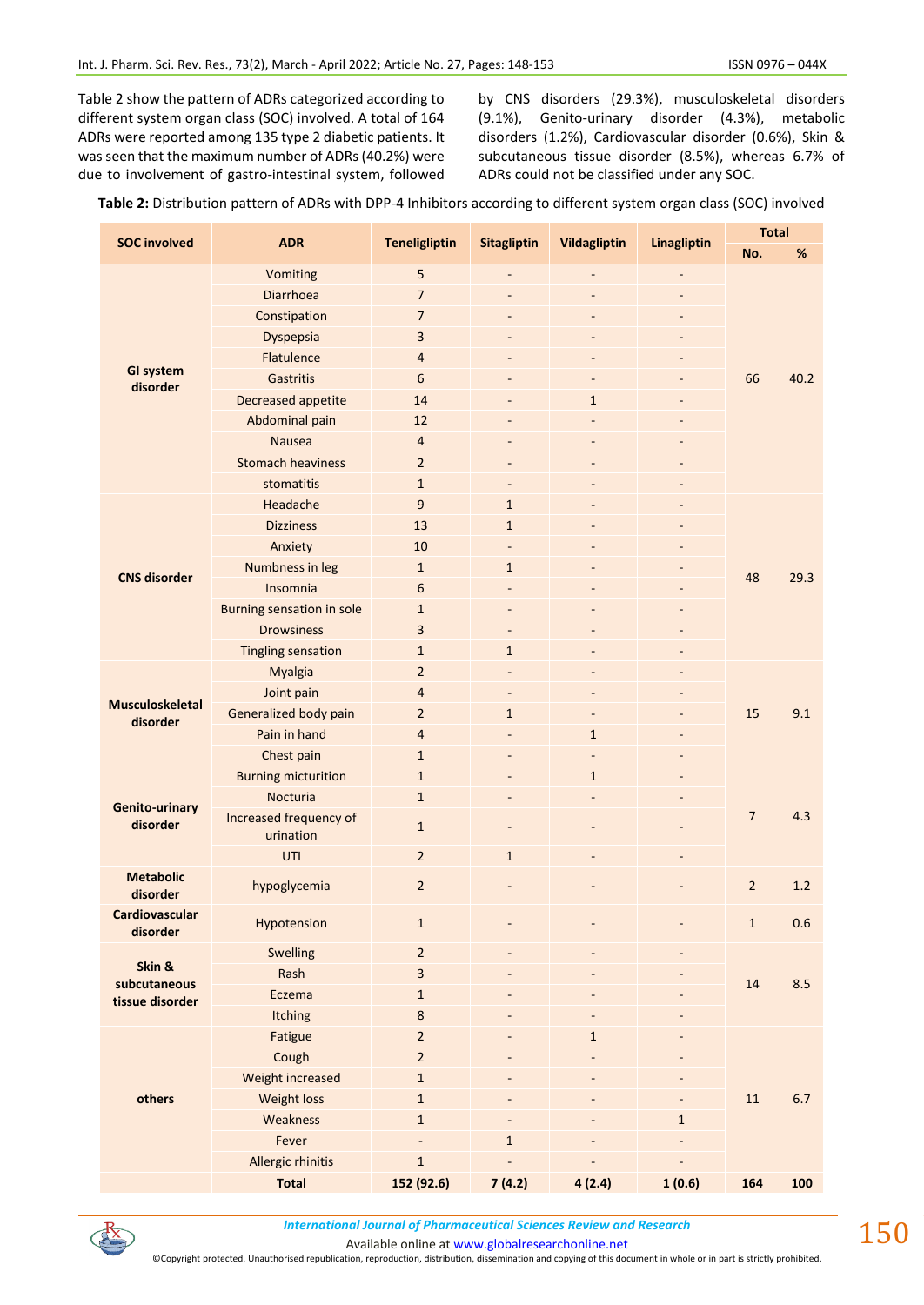Table 2 show the pattern of ADRs categorized according to different system organ class (SOC) involved. A total of 164 ADRs were reported among 135 type 2 diabetic patients. It was seen that the maximum number of ADRs (40.2%) were due to involvement of gastro-intestinal system, followed by CNS disorders (29.3%), musculoskeletal disorders (9.1%), Genito-urinary disorder (4.3%), metabolic disorders (1.2%), Cardiovascular disorder (0.6%), Skin & subcutaneous tissue disorder (8.5%), whereas 6.7% of ADRs could not be classified under any SOC.

**Table 2:** Distribution pattern of ADRs with DPP-4 Inhibitors according to different system organ class (SOC) involved

| SOC involved | ADR | Teneligliptin | Sitagliptin | Vildagliptin | Linagliptin | Total | |
|---|---|---|---|---|---|---|---|
| | | | | | | No. | % |
| GI system disorder | Vomiting | 5 | - | - | - | 66 | 40.2 |
| | Diarrhoea | 7 | - | - | - | | |
| | Constipation | 7 | - | - | - | | |
| | Dyspepsia | 3 | - | - | - | | |
| | Flatulence | 4 | - | - | - | | |
| | Gastritis | 6 | - | - | - | | |
| | Decreased appetite | 14 | - | 1 | - | | |
| | Abdominal pain | 12 | - | - | - | | |
| | Nausea | 4 | - | - | - | | |
| | Stomach heaviness | 2 | - | - | - | | |
| | stomatitis | 1 | - | - | - | | |
| CNS disorder | Headache | 9 | 1 | - | - | 48 | 29.3 |
| | Dizziness | 13 | 1 | - | - | | |
| | Anxiety | 10 | - | - | - | | |
| | Numbness in leg | 1 | 1 | - | - | | |
| | Insomnia | 6 | - | - | - | | |
| | Burning sensation in sole | 1 | - | - | - | | |
| | Drowsiness | 3 | - | - | - | | |
| | Tingling sensation | 1 | 1 | - | - | | |
| Musculoskeletal disorder | Myalgia | 2 | - | - | - | 15 | 9.1 |
| | Joint pain | 4 | - | - | - | | |
| | Generalized body pain | 2 | 1 | - | - | | |
| | Pain in hand | 4 | - | 1 | - | | |
| | Chest pain | 1 | - | - | - | | |
| Genito-urinary disorder | Burning micturition | 1 | - | 1 | - | 7 | 4.3 |
| | Nocturia | 1 | - | - | - | | |
| | Increased frequency of urination | 1 | - | - | - | | |
| | UTI | 2 | 1 | - | - | | |
| Metabolic disorder | hypoglycemia | 2 | - | - | - | 2 | 1.2 |
| Cardiovascular disorder | Hypotension | 1 | - | - | - | 1 | 0.6 |
| Skin & subcutaneous tissue disorder | Swelling | 2 | - | - | - | 14 | 8.5 |
| | Rash | 3 | - | - | - | | |
| | Eczema | 1 | - | - | - | | |
| | Itching | 8 | - | - | - | | |
| others | Fatigue | 2 | - | 1 | - | 11 | 6.7 |
| | Cough | 2 | - | - | - | | |
| | Weight increased | 1 | - | - | - | | |
| | Weight loss | 1 | - | - | - | | |
| | Weakness | 1 | - | - | 1 | | |
| | Fever | - | 1 | - | - | | |
| | Allergic rhinitis | 1 | - | - | - | | |
| | **Total** | **152 (92.6)** | **7 (4.2)** | **4 (2.4)** | **1 (0.6)** | **164** | **100** |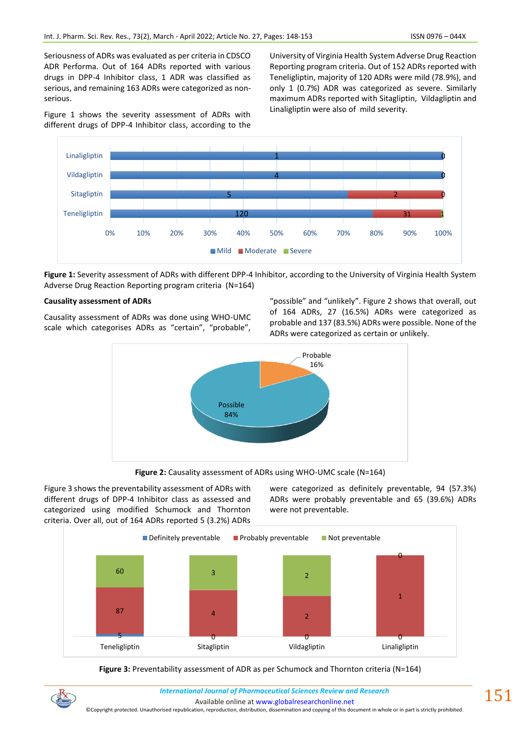Seriousness of ADRs was evaluated as per criteria in CDSCO ADR Performa. Out of 164 ADRs reported with various drugs in DPP-4 Inhibitor class, 1 ADR was classified as serious, and remaining 163 ADRs were categorized as non-serious.

Figure 1 shows the severity assessment of ADRs with different drugs of DPP-4 Inhibitor class, according to the University of Virginia Health System Adverse Drug Reaction Reporting program criteria. Out of 152 ADRs reported with Teneligliptin, majority of 120 ADRs were mild (78.9%), and only 1 (0.7%) ADR was categorized as severe. Similarly maximum ADRs reported with Sitagliptin, Vildagliptin and Linaligliptin were also of mild severity.

**Figure 1:** Severity assessment of ADRs with different DPP-4 Inhibitor, according to the University of Virginia Health System Adverse Drug Reaction Reporting program criteria (N=164)

### Causality assessment of ADRs

Causality assessment of ADRs was done using WHO-UMC scale which categorises ADRs as "certain", "probable", "possible" and "unlikely". Figure 2 shows that overall, out of 164 ADRs, 27 (16.5%) ADRs were categorized as probable and 137 (83.5%) ADRs were possible. None of the ADRs were categorized as certain or unlikely.

**Figure 2:** Causality assessment of ADRs using WHO-UMC scale (N=164)

Figure 3 shows the preventability assessment of ADRs with different drugs of DPP-4 Inhibitor class as assessed and categorized using modified Schumock and Thornton criteria. Over all, out of 164 ADRs reported 5 (3.2%) ADRs were categorized as definitely preventable, 94 (57.3%) ADRs were probably preventable and 65 (39.6%) ADRs were not preventable.

**Figure 3:** Preventability assessment of ADR as per Schumock and Thornton criteria (N=164)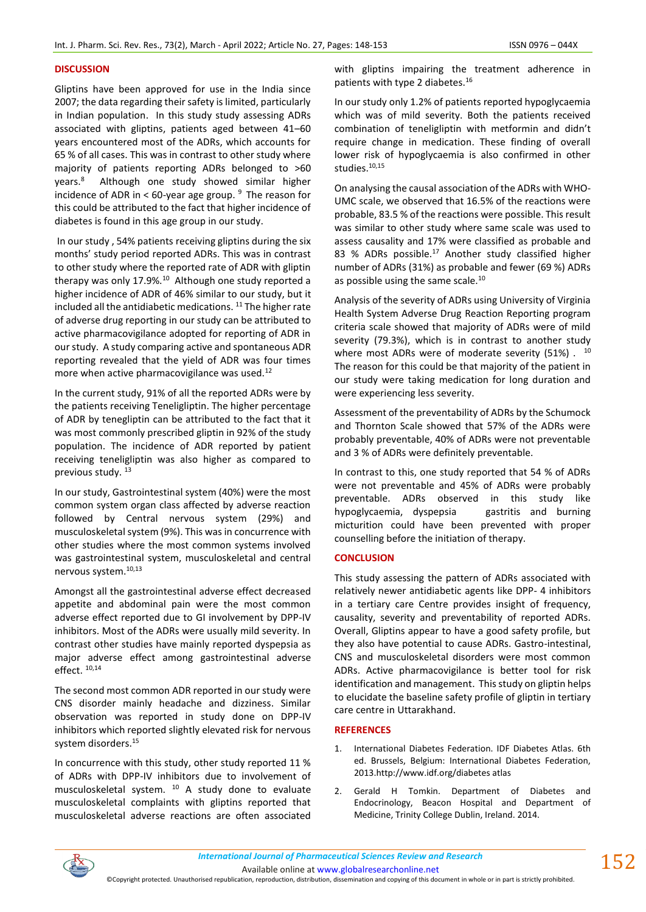## DISCUSSION

Gliptins have been approved for use in the India since 2007; the data regarding their safety is limited, particularly in Indian population. In this study study assessing ADRs associated with gliptins, patients aged between 41–60 years encountered most of the ADRs, which accounts for 65 % of all cases. This was in contrast to other study where majority of patients reporting ADRs belonged to >60 years.[8] Although one study showed similar higher incidence of ADR in < 60-year age group. [9] The reason for this could be attributed to the fact that higher incidence of diabetes is found in this age group in our study.

In our study , 54% patients receiving gliptins during the six months' study period reported ADRs. This was in contrast to other study where the reported rate of ADR with gliptin therapy was only 17.9%.[10] Although one study reported a higher incidence of ADR of 46% similar to our study, but it included all the antidiabetic medications. [11] The higher rate of adverse drug reporting in our study can be attributed to active pharmacovigilance adopted for reporting of ADR in our study. A study comparing active and spontaneous ADR reporting revealed that the yield of ADR was four times more when active pharmacovigilance was used.[12]

In the current study, 91% of all the reported ADRs were by the patients receiving Teneligliptin. The higher percentage of ADR by tenegliptin can be attributed to the fact that it was most commonly prescribed gliptin in 92% of the study population. The incidence of ADR reported by patient receiving teneligliptin was also higher as compared to previous study. [13]

In our study, Gastrointestinal system (40%) were the most common system organ class affected by adverse reaction followed by Central nervous system (29%) and musculoskeletal system (9%). This was in concurrence with other studies where the most common systems involved was gastrointestinal system, musculoskeletal and central nervous system.[10,13]

Amongst all the gastrointestinal adverse effect decreased appetite and abdominal pain were the most common adverse effect reported due to GI involvement by DPP-IV inhibitors. Most of the ADRs were usually mild severity. In contrast other studies have mainly reported dyspepsia as major adverse effect among gastrointestinal adverse effect. [10,14]

The second most common ADR reported in our study were CNS disorder mainly headache and dizziness. Similar observation was reported in study done on DPP-IV inhibitors which reported slightly elevated risk for nervous system disorders.[15]

In concurrence with this study, other study reported 11 % of ADRs with DPP-IV inhibitors due to involvement of musculoskeletal system. [10] A study done to evaluate musculoskeletal complaints with gliptins reported that musculoskeletal adverse reactions are often associated with gliptins impairing the treatment adherence in patients with type 2 diabetes.[16]

In our study only 1.2% of patients reported hypoglycaemia which was of mild severity. Both the patients received combination of teneligliptin with metformin and didn't require change in medication. These finding of overall lower risk of hypoglycaemia is also confirmed in other studies.[10,15]

On analysing the causal association of the ADRs with WHO-UMC scale, we observed that 16.5% of the reactions were probable, 83.5 % of the reactions were possible. This result was similar to other study where same scale was used to assess causality and 17% were classified as probable and 83 % ADRs possible.[17] Another study classified higher number of ADRs (31%) as probable and fewer (69 %) ADRs as possible using the same scale.[10]

Analysis of the severity of ADRs using University of Virginia Health System Adverse Drug Reaction Reporting program criteria scale showed that majority of ADRs were of mild severity (79.3%), which is in contrast to another study where most ADRs were of moderate severity (51%) . [10] The reason for this could be that majority of the patient in our study were taking medication for long duration and were experiencing less severity.

Assessment of the preventability of ADRs by the Schumock and Thornton Scale showed that 57% of the ADRs were probably preventable, 40% of ADRs were not preventable and 3 % of ADRs were definitely preventable.

In contrast to this, one study reported that 54 % of ADRs were not preventable and 45% of ADRs were probably preventable. ADRs observed in this study like hypoglycaemia, dyspepsia gastritis and burning micturition could have been prevented with proper counselling before the initiation of therapy.

## CONCLUSION

This study assessing the pattern of ADRs associated with relatively newer antidiabetic agents like DPP- 4 inhibitors in a tertiary care Centre provides insight of frequency, causality, severity and preventability of reported ADRs. Overall, Gliptins appear to have a good safety profile, but they also have potential to cause ADRs. Gastro-intestinal, CNS and musculoskeletal disorders were most common ADRs. Active pharmacovigilance is better tool for risk identification and management. This study on gliptin helps to elucidate the baseline safety profile of gliptin in tertiary care centre in Uttarakhand.

## REFERENCES

1. International Diabetes Federation. IDF Diabetes Atlas. 6th ed. Brussels, Belgium: International Diabetes Federation, 2013.http://www.idf.org/diabetes atlas
2. Gerald H Tomkin. Department of Diabetes and Endocrinology, Beacon Hospital and Department of Medicine, Trinity College Dublin, Ireland. 2014.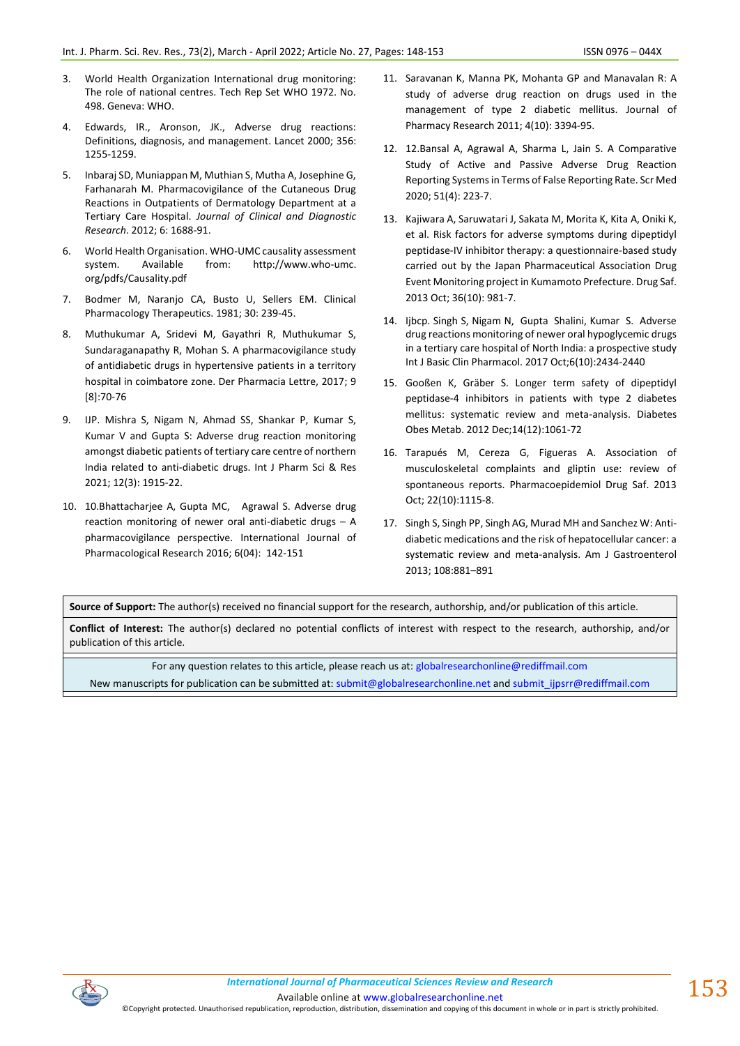3. World Health Organization International drug monitoring: The role of national centres. Tech Rep Set WHO 1972. No. 498. Geneva: WHO.

4. Edwards, IR., Aronson, JK., Adverse drug reactions: Definitions, diagnosis, and management. Lancet 2000; 356: 1255-1259.

5. Inbaraj SD, Muniappan M, Muthian S, Mutha A, Josephine G, Farhanarah M. Pharmacovigilance of the Cutaneous Drug Reactions in Outpatients of Dermatology Department at a Tertiary Care Hospital. *Journal of Clinical and Diagnostic Research*. 2012; 6: 1688-91.

6. World Health Organisation. WHO-UMC causality assessment system. Available from: http://www.who-umc.org/pdfs/Causality.pdf

7. Bodmer M, Naranjo CA, Busto U, Sellers EM. Clinical Pharmacology Therapeutics. 1981; 30: 239-45.

8. Muthukumar A, Sridevi M, Gayathri R, Muthukumar S, Sundaraganapathy R, Mohan S. A pharmacovigilance study of antidiabetic drugs in hypertensive patients in a territory hospital in coimbatore zone. Der Pharmacia Lettre, 2017; 9 [8]:70-76

9. IJP. Mishra S, Nigam N, Ahmad SS, Shankar P, Kumar S, Kumar V and Gupta S: Adverse drug reaction monitoring amongst diabetic patients of tertiary care centre of northern India related to anti-diabetic drugs. Int J Pharm Sci & Res 2021; 12(3): 1915-22.

10. 10.Bhattacharjee A, Gupta MC, Agrawal S. Adverse drug reaction monitoring of newer oral anti-diabetic drugs – A pharmacovigilance perspective. International Journal of Pharmacological Research 2016; 6(04): 142-151

11. Saravanan K, Manna PK, Mohanta GP and Manavalan R: A study of adverse drug reaction on drugs used in the management of type 2 diabetic mellitus. Journal of Pharmacy Research 2011; 4(10): 3394-95.

12. 12.Bansal A, Agrawal A, Sharma L, Jain S. A Comparative Study of Active and Passive Adverse Drug Reaction Reporting Systems in Terms of False Reporting Rate. Scr Med 2020; 51(4): 223-7.

13. Kajiwara A, Saruwatari J, Sakata M, Morita K, Kita A, Oniki K, et al. Risk factors for adverse symptoms during dipeptidyl peptidase-IV inhibitor therapy: a questionnaire-based study carried out by the Japan Pharmaceutical Association Drug Event Monitoring project in Kumamoto Prefecture. Drug Saf. 2013 Oct; 36(10): 981-7.

14. Ijbcp. Singh S, Nigam N, Gupta Shalini, Kumar S. Adverse drug reactions monitoring of newer oral hypoglycemic drugs in a tertiary care hospital of North India: a prospective study Int J Basic Clin Pharmacol. 2017 Oct;6(10):2434-2440

15. Gooßen K, Gräber S. Longer term safety of dipeptidyl peptidase-4 inhibitors in patients with type 2 diabetes mellitus: systematic review and meta-analysis. Diabetes Obes Metab. 2012 Dec;14(12):1061-72

16. Tarapués M, Cereza G, Figueras A. Association of musculoskeletal complaints and gliptin use: review of spontaneous reports. Pharmacoepidemiol Drug Saf. 2013 Oct; 22(10):1115-8.

17. Singh S, Singh PP, Singh AG, Murad MH and Sanchez W: Anti-diabetic medications and the risk of hepatocellular cancer: a systematic review and meta-analysis. Am J Gastroenterol 2013; 108:881–891

**Source of Support:** The author(s) received no financial support for the research, authorship, and/or publication of this article.

**Conflict of Interest:** The author(s) declared no potential conflicts of interest with respect to the research, authorship, and/or publication of this article.

For any question relates to this article, please reach us at: globalresearchonline@rediffmail.com

New manuscripts for publication can be submitted at: submit@globalresearchonline.net and submit_ijpsrr@rediffmail.com